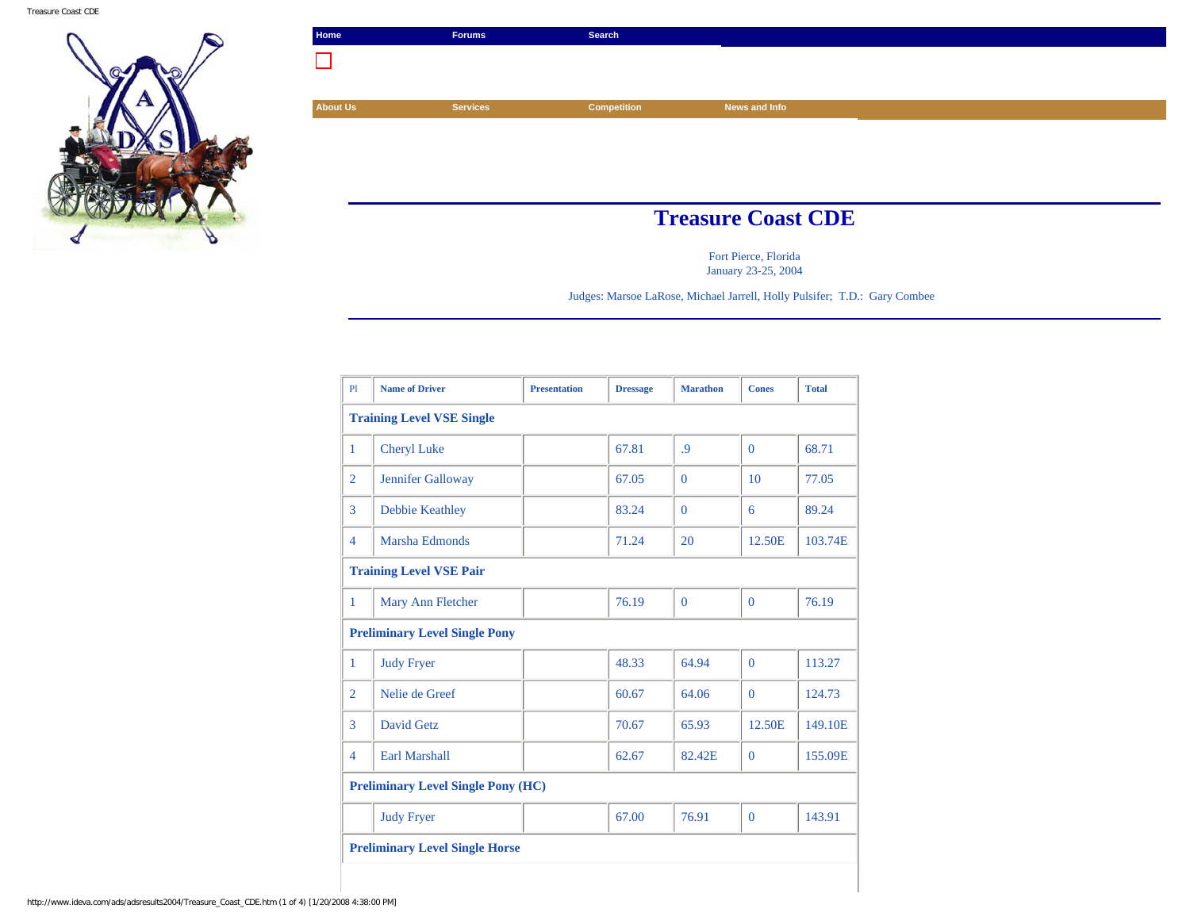Home | Forums | Search

About Us | Services | Competition | News and Info

# Treasure Coast CDE

Fort Pierce, Florida
January 23-25, 2004

Judges: Marsoe LaRose, Michael Jarrell, Holly Pulsifer; T.D.: Gary Combee

| Pl | Name of Driver | Presentation | Dressage | Marathon | Cones | Total |
|---|---|---|---|---|---|---|
| **Training Level VSE Single** | | | | | | |
| 1 | Cheryl Luke | | 67.81 | .9 | 0 | 68.71 |
| 2 | Jennifer Galloway | | 67.05 | 0 | 10 | 77.05 |
| 3 | Debbie Keathley | | 83.24 | 0 | 6 | 89.24 |
| 4 | Marsha Edmonds | | 71.24 | 20 | 12.50E | 103.74E |
| **Training Level VSE Pair** | | | | | | |
| 1 | Mary Ann Fletcher | | 76.19 | 0 | 0 | 76.19 |
| **Preliminary Level Single Pony** | | | | | | |
| 1 | Judy Fryer | | 48.33 | 64.94 | 0 | 113.27 |
| 2 | Nelie de Greef | | 60.67 | 64.06 | 0 | 124.73 |
| 3 | David Getz | | 70.67 | 65.93 | 12.50E | 149.10E |
| 4 | Earl Marshall | | 62.67 | 82.42E | 0 | 155.09E |
| **Preliminary Level Single Pony (HC)** | | | | | | |
| | Judy Fryer | | 67.00 | 76.91 | 0 | 143.91 |
| **Preliminary Level Single Horse** | | | | | | |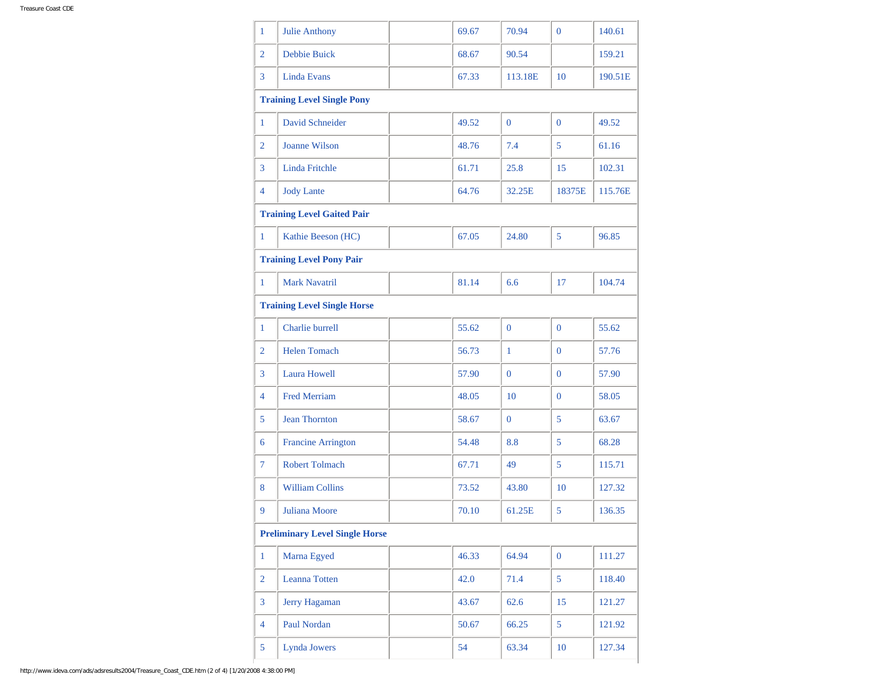| | | | | | | |
|---|---|---|---|---|---|---|
| 1 | Julie Anthony | | 69.67 | 70.94 | 0 | 140.61 |
| 2 | Debbie Buick | | 68.67 | 90.54 | | 159.21 |
| 3 | Linda Evans | | 67.33 | 113.18E | 10 | 190.51E |
| **Training Level Single Pony** | | | | | | |
| 1 | David Schneider | | 49.52 | 0 | 0 | 49.52 |
| 2 | Joanne Wilson | | 48.76 | 7.4 | 5 | 61.16 |
| 3 | Linda Fritchle | | 61.71 | 25.8 | 15 | 102.31 |
| 4 | Jody Lante | | 64.76 | 32.25E | 18375E | 115.76E |
| **Training Level Gaited Pair** | | | | | | |
| 1 | Kathie Beeson (HC) | | 67.05 | 24.80 | 5 | 96.85 |
| **Training Level Pony Pair** | | | | | | |
| 1 | Mark Navatril | | 81.14 | 6.6 | 17 | 104.74 |
| **Training Level Single Horse** | | | | | | |
| 1 | Charlie burrell | | 55.62 | 0 | 0 | 55.62 |
| 2 | Helen Tomach | | 56.73 | 1 | 0 | 57.76 |
| 3 | Laura Howell | | 57.90 | 0 | 0 | 57.90 |
| 4 | Fred Merriam | | 48.05 | 10 | 0 | 58.05 |
| 5 | Jean Thornton | | 58.67 | 0 | 5 | 63.67 |
| 6 | Francine Arrington | | 54.48 | 8.8 | 5 | 68.28 |
| 7 | Robert Tolmach | | 67.71 | 49 | 5 | 115.71 |
| 8 | William Collins | | 73.52 | 43.80 | 10 | 127.32 |
| 9 | Juliana Moore | | 70.10 | 61.25E | 5 | 136.35 |
| **Preliminary Level Single Horse** | | | | | | |
| 1 | Marna Egyed | | 46.33 | 64.94 | 0 | 111.27 |
| 2 | Leanna Totten | | 42.0 | 71.4 | 5 | 118.40 |
| 3 | Jerry Hagaman | | 43.67 | 62.6 | 15 | 121.27 |
| 4 | Paul Nordan | | 50.67 | 66.25 | 5 | 121.92 |
| 5 | Lynda Jowers | | 54 | 63.34 | 10 | 127.34 |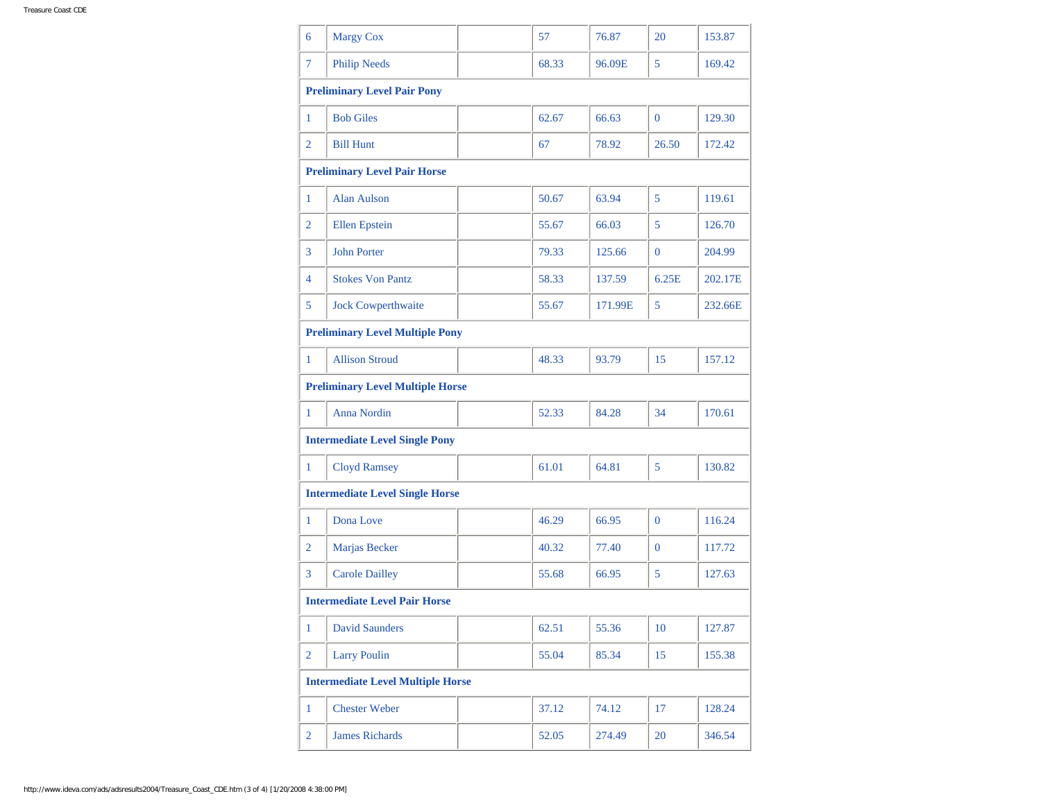| | | | | | | |
|---|---|---|---|---|---|---|
| 6 | Margy Cox | | 57 | 76.87 | 20 | 153.87 |
| 7 | Philip Needs | | 68.33 | 96.09E | 5 | 169.42 |
| **Preliminary Level Pair Pony** | | | | | | |
| 1 | Bob Giles | | 62.67 | 66.63 | 0 | 129.30 |
| 2 | Bill Hunt | | 67 | 78.92 | 26.50 | 172.42 |
| **Preliminary Level Pair Horse** | | | | | | |
| 1 | Alan Aulson | | 50.67 | 63.94 | 5 | 119.61 |
| 2 | Ellen Epstein | | 55.67 | 66.03 | 5 | 126.70 |
| 3 | John Porter | | 79.33 | 125.66 | 0 | 204.99 |
| 4 | Stokes Von Pantz | | 58.33 | 137.59 | 6.25E | 202.17E |
| 5 | Jock Cowperthwaite | | 55.67 | 171.99E | 5 | 232.66E |
| **Preliminary Level Multiple Pony** | | | | | | |
| 1 | Allison Stroud | | 48.33 | 93.79 | 15 | 157.12 |
| **Preliminary Level Multiple Horse** | | | | | | |
| 1 | Anna Nordin | | 52.33 | 84.28 | 34 | 170.61 |
| **Intermediate Level Single Pony** | | | | | | |
| 1 | Cloyd Ramsey | | 61.01 | 64.81 | 5 | 130.82 |
| **Intermediate Level Single Horse** | | | | | | |
| 1 | Dona Love | | 46.29 | 66.95 | 0 | 116.24 |
| 2 | Marjas Becker | | 40.32 | 77.40 | 0 | 117.72 |
| 3 | Carole Dailley | | 55.68 | 66.95 | 5 | 127.63 |
| **Intermediate Level Pair Horse** | | | | | | |
| 1 | David Saunders | | 62.51 | 55.36 | 10 | 127.87 |
| 2 | Larry Poulin | | 55.04 | 85.34 | 15 | 155.38 |
| **Intermediate Level Multiple Horse** | | | | | | |
| 1 | Chester Weber | | 37.12 | 74.12 | 17 | 128.24 |
| 2 | James Richards | | 52.05 | 274.49 | 20 | 346.54 |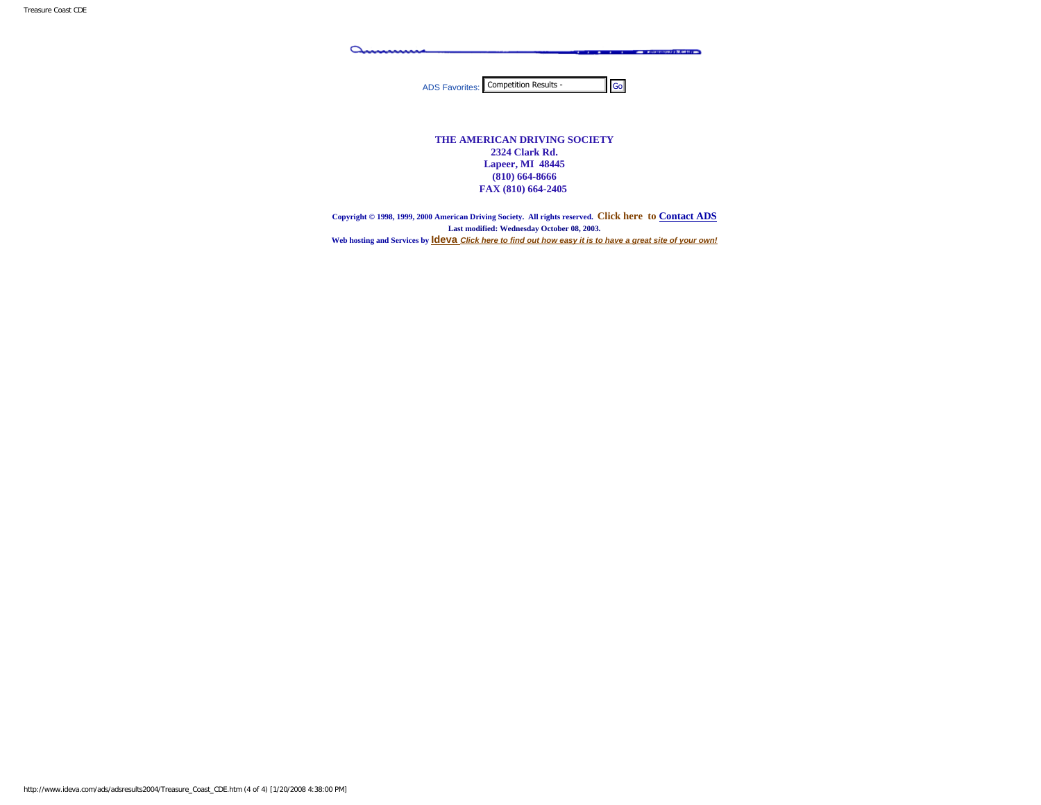ADS Favorites: Competition Results - Go

**THE AMERICAN DRIVING SOCIETY**
**2324 Clark Rd.**
**Lapeer, MI 48445**
**(810) 664-8666**
**FAX (810) 664-2405**

**Copyright © 1998, 1999, 2000 American Driving Society. All rights reserved. Click here to Contact ADS**
**Last modified: Wednesday October 08, 2003.**
**Web hosting and Services by Ideva *Click here to find out how easy it is to have a great site of your own!***